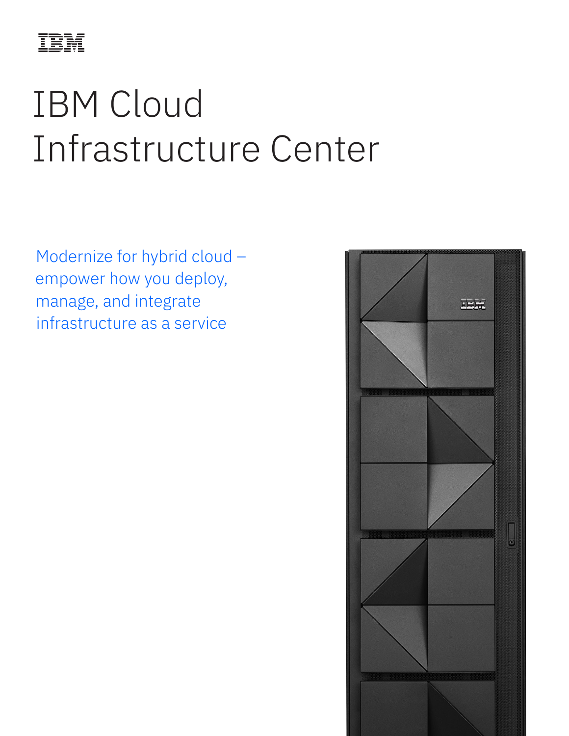# IBM Cloud Infrastructure Center

Modernize for hybrid cloud – empower how you deploy, manage, and integrate infrastructure as a service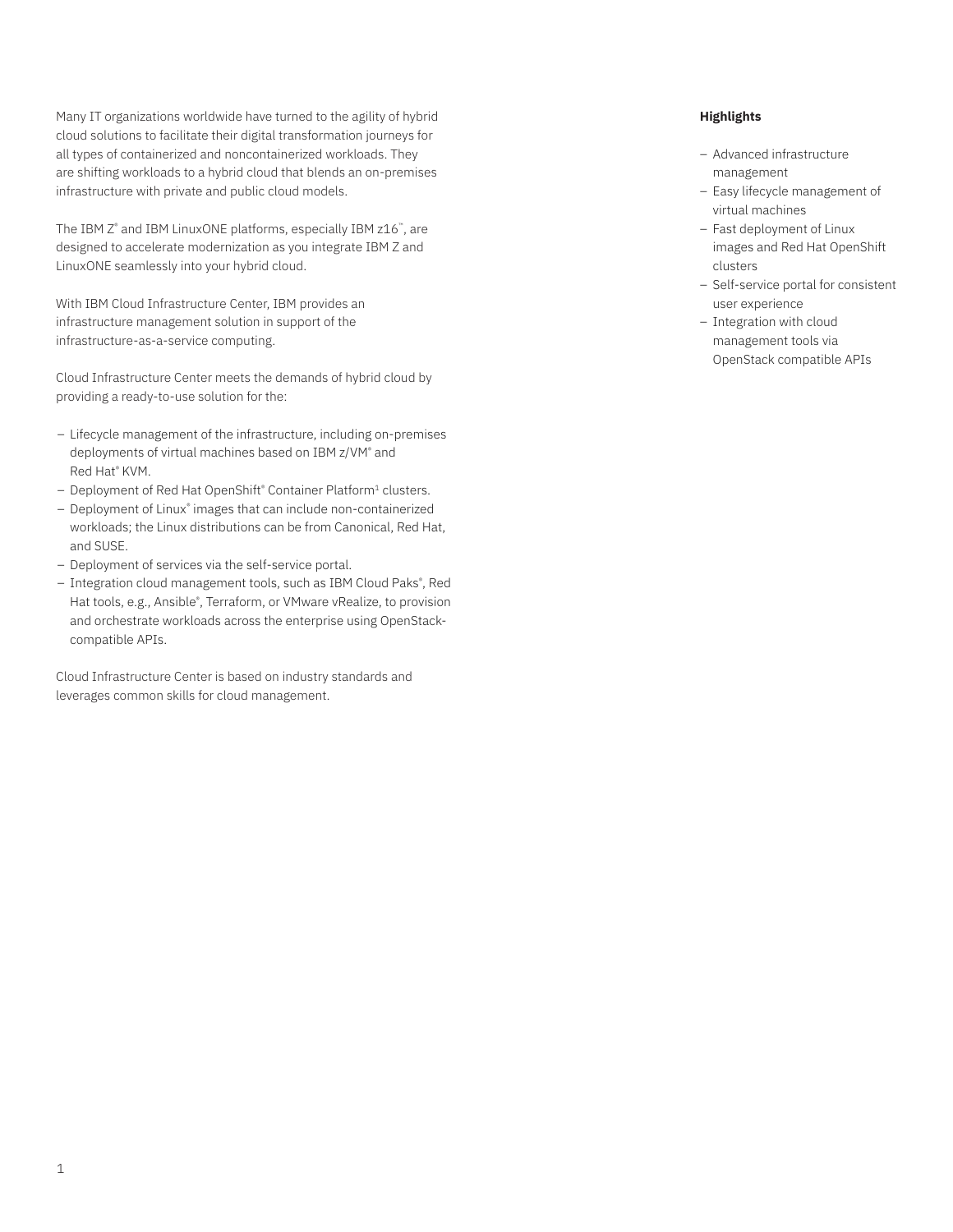Many IT organizations worldwide have turned to the agility of hybrid cloud solutions to facilitate their digital transformation journeys for all types of containerized and noncontainerized workloads. They are shifting workloads to a hybrid cloud that blends an on-premises infrastructure with private and public cloud models.

The IBM Z® and IBM LinuxONE platforms, especially IBM z16™, are designed to accelerate modernization as you integrate IBM Z and LinuxONE seamlessly into your hybrid cloud.

With IBM Cloud Infrastructure Center, IBM provides an infrastructure management solution in support of the infrastructure-as-a-service computing.

Cloud Infrastructure Center meets the demands of hybrid cloud by providing a ready-to-use solution for the:

- Lifecycle management of the infrastructure, including on-premises deployments of virtual machines based on IBM z/VM® and Red Hat® KVM.
- Deployment of Red Hat OpenShift® Container Platform[1] clusters.
- Deployment of Linux® images that can include non-containerized workloads; the Linux distributions can be from Canonical, Red Hat, and SUSE.
- Deployment of services via the self-service portal.
- Integration cloud management tools, such as IBM Cloud Paks®, Red Hat tools, e.g., Ansible®, Terraform, or VMware vRealize, to provision and orchestrate workloads across the enterprise using OpenStack-compatible APIs.

Cloud Infrastructure Center is based on industry standards and leverages common skills for cloud management.

**Highlights**

- Advanced infrastructure management
- Easy lifecycle management of virtual machines
- Fast deployment of Linux images and Red Hat OpenShift clusters
- Self-service portal for consistent user experience
- Integration with cloud management tools via OpenStack compatible APIs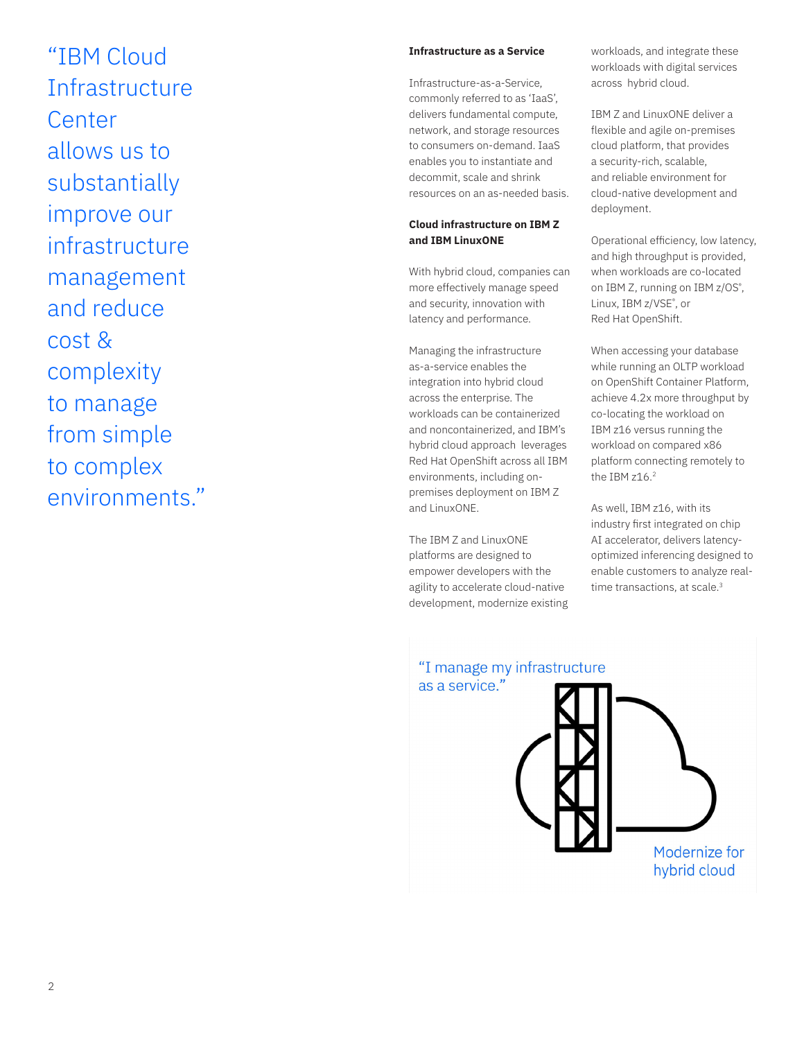> "IBM Cloud Infrastructure Center allows us to substantially improve our infrastructure management and reduce cost & complexity to manage from simple to complex environments."

**Infrastructure as a Service**

Infrastructure-as-a-Service, commonly referred to as 'IaaS', delivers fundamental compute, network, and storage resources to consumers on-demand. IaaS enables you to instantiate and decommit, scale and shrink resources on an as-needed basis.

**Cloud infrastructure on IBM Z and IBM LinuxONE**

With hybrid cloud, companies can more effectively manage speed and security, innovation with latency and performance.

Managing the infrastructure as-a-service enables the integration into hybrid cloud across the enterprise. The workloads can be containerized and noncontainerized, and IBM's hybrid cloud approach leverages Red Hat OpenShift across all IBM environments, including on-premises deployment on IBM Z and LinuxONE.

The IBM Z and LinuxONE platforms are designed to empower developers with the agility to accelerate cloud-native development, modernize existing workloads, and integrate these workloads with digital services across hybrid cloud.

IBM Z and LinuxONE deliver a flexible and agile on-premises cloud platform, that provides a security-rich, scalable, and reliable environment for cloud-native development and deployment.

Operational efficiency, low latency, and high throughput is provided, when workloads are co-located on IBM Z, running on IBM z/OS®, Linux, IBM z/VSE®, or Red Hat OpenShift.

When accessing your database while running an OLTP workload on OpenShift Container Platform, achieve 4.2x more throughput by co-locating the workload on IBM z16 versus running the workload on compared x86 platform connecting remotely to the IBM z16.[2]

As well, IBM z16, with its industry first integrated on chip AI accelerator, delivers latency-optimized inferencing designed to enable customers to analyze real-time transactions, at scale.[3]

"I manage my infrastructure as a service."

Modernize for hybrid cloud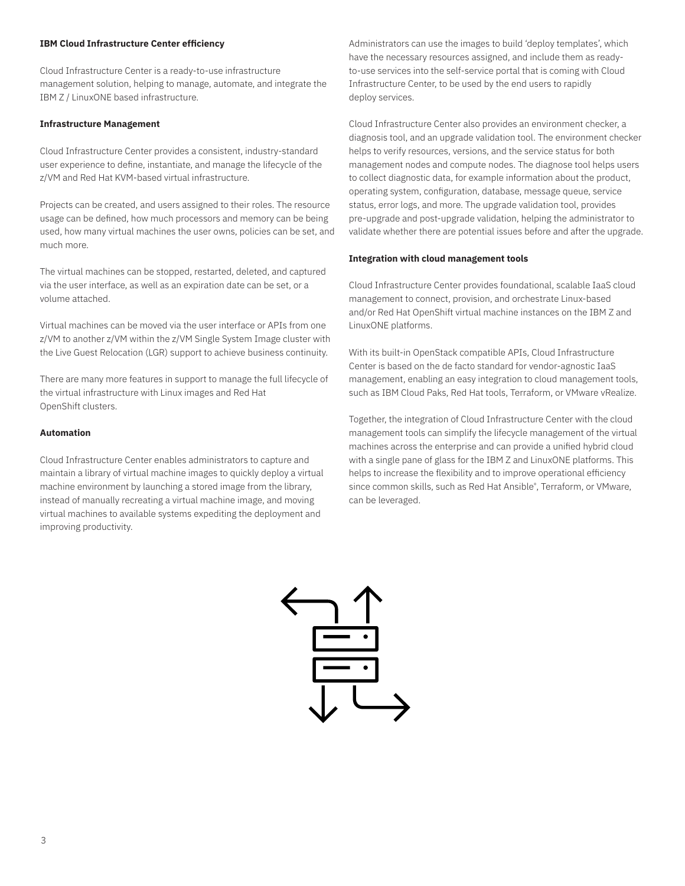**IBM Cloud Infrastructure Center efficiency**

Cloud Infrastructure Center is a ready-to-use infrastructure management solution, helping to manage, automate, and integrate the IBM Z / LinuxONE based infrastructure.

**Infrastructure Management**

Cloud Infrastructure Center provides a consistent, industry-standard user experience to define, instantiate, and manage the lifecycle of the z/VM and Red Hat KVM-based virtual infrastructure.

Projects can be created, and users assigned to their roles. The resource usage can be defined, how much processors and memory can be being used, how many virtual machines the user owns, policies can be set, and much more.

The virtual machines can be stopped, restarted, deleted, and captured via the user interface, as well as an expiration date can be set, or a volume attached.

Virtual machines can be moved via the user interface or APIs from one z/VM to another z/VM within the z/VM Single System Image cluster with the Live Guest Relocation (LGR) support to achieve business continuity.

There are many more features in support to manage the full lifecycle of the virtual infrastructure with Linux images and Red Hat OpenShift clusters.

**Automation**

Cloud Infrastructure Center enables administrators to capture and maintain a library of virtual machine images to quickly deploy a virtual machine environment by launching a stored image from the library, instead of manually recreating a virtual machine image, and moving virtual machines to available systems expediting the deployment and improving productivity.

Administrators can use the images to build 'deploy templates', which have the necessary resources assigned, and include them as ready-to-use services into the self-service portal that is coming with Cloud Infrastructure Center, to be used by the end users to rapidly deploy services.

Cloud Infrastructure Center also provides an environment checker, a diagnosis tool, and an upgrade validation tool. The environment checker helps to verify resources, versions, and the service status for both management nodes and compute nodes. The diagnose tool helps users to collect diagnostic data, for example information about the product, operating system, configuration, database, message queue, service status, error logs, and more. The upgrade validation tool, provides pre-upgrade and post-upgrade validation, helping the administrator to validate whether there are potential issues before and after the upgrade.

**Integration with cloud management tools**

Cloud Infrastructure Center provides foundational, scalable IaaS cloud management to connect, provision, and orchestrate Linux-based and/or Red Hat OpenShift virtual machine instances on the IBM Z and LinuxONE platforms.

With its built-in OpenStack compatible APIs, Cloud Infrastructure Center is based on the de facto standard for vendor-agnostic IaaS management, enabling an easy integration to cloud management tools, such as IBM Cloud Paks, Red Hat tools, Terraform, or VMware vRealize.

Together, the integration of Cloud Infrastructure Center with the cloud management tools can simplify the lifecycle management of the virtual machines across the enterprise and can provide a unified hybrid cloud with a single pane of glass for the IBM Z and LinuxONE platforms. This helps to increase the flexibility and to improve operational efficiency since common skills, such as Red Hat Ansible®, Terraform, or VMware, can be leveraged.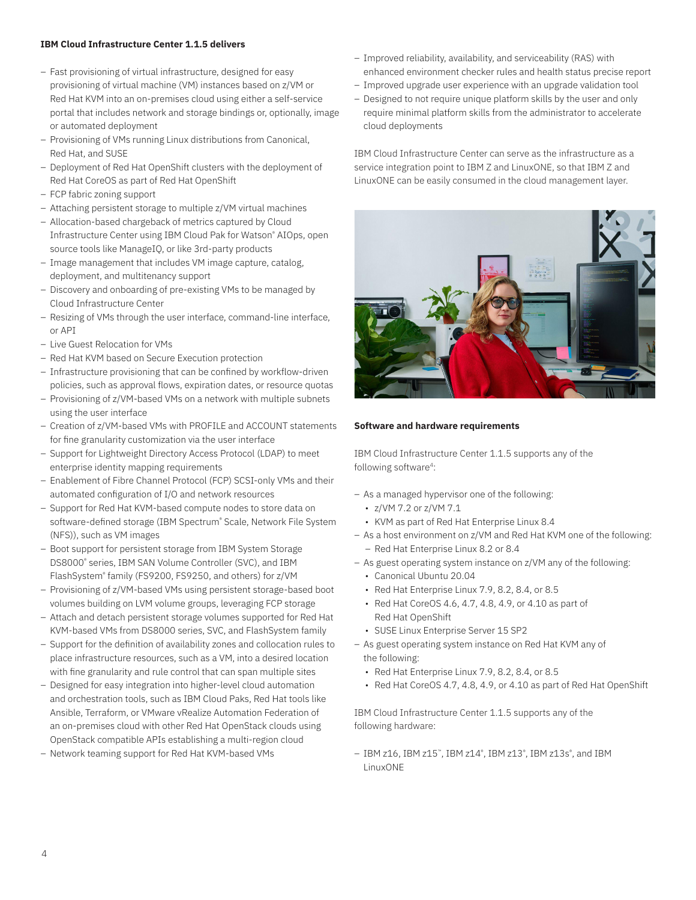**IBM Cloud Infrastructure Center 1.1.5 delivers**

- Fast provisioning of virtual infrastructure, designed for easy provisioning of virtual machine (VM) instances based on z/VM or Red Hat KVM into an on-premises cloud using either a self-service portal that includes network and storage bindings or, optionally, image or automated deployment
- Provisioning of VMs running Linux distributions from Canonical, Red Hat, and SUSE
- Deployment of Red Hat OpenShift clusters with the deployment of Red Hat CoreOS as part of Red Hat OpenShift
- FCP fabric zoning support
- Attaching persistent storage to multiple z/VM virtual machines
- Allocation-based chargeback of metrics captured by Cloud Infrastructure Center using IBM Cloud Pak for Watson® AIOps, open source tools like ManageIQ, or like 3rd-party products
- Image management that includes VM image capture, catalog, deployment, and multitenancy support
- Discovery and onboarding of pre-existing VMs to be managed by Cloud Infrastructure Center
- Resizing of VMs through the user interface, command-line interface, or API
- Live Guest Relocation for VMs
- Red Hat KVM based on Secure Execution protection
- Infrastructure provisioning that can be confined by workflow-driven policies, such as approval flows, expiration dates, or resource quotas
- Provisioning of z/VM-based VMs on a network with multiple subnets using the user interface
- Creation of z/VM-based VMs with PROFILE and ACCOUNT statements for fine granularity customization via the user interface
- Support for Lightweight Directory Access Protocol (LDAP) to meet enterprise identity mapping requirements
- Enablement of Fibre Channel Protocol (FCP) SCSI-only VMs and their automated configuration of I/O and network resources
- Support for Red Hat KVM-based compute nodes to store data on software-defined storage (IBM Spectrum® Scale, Network File System (NFS)), such as VM images
- Boot support for persistent storage from IBM System Storage DS8000® series, IBM SAN Volume Controller (SVC), and IBM FlashSystem® family (FS9200, FS9250, and others) for z/VM
- Provisioning of z/VM-based VMs using persistent storage-based boot volumes building on LVM volume groups, leveraging FCP storage
- Attach and detach persistent storage volumes supported for Red Hat KVM-based VMs from DS8000 series, SVC, and FlashSystem family
- Support for the definition of availability zones and collocation rules to place infrastructure resources, such as a VM, into a desired location with fine granularity and rule control that can span multiple sites
- Designed for easy integration into higher-level cloud automation and orchestration tools, such as IBM Cloud Paks, Red Hat tools like Ansible, Terraform, or VMware vRealize Automation Federation of an on-premises cloud with other Red Hat OpenStack clouds using OpenStack compatible APIs establishing a multi-region cloud
- Network teaming support for Red Hat KVM-based VMs
- Improved reliability, availability, and serviceability (RAS) with enhanced environment checker rules and health status precise report
- Improved upgrade user experience with an upgrade validation tool
- Designed to not require unique platform skills by the user and only require minimal platform skills from the administrator to accelerate cloud deployments

IBM Cloud Infrastructure Center can serve as the infrastructure as a service integration point to IBM Z and LinuxONE, so that IBM Z and LinuxONE can be easily consumed in the cloud management layer.

**Software and hardware requirements**

IBM Cloud Infrastructure Center 1.1.5 supports any of the following software[4]:

- As a managed hypervisor one of the following:
  - z/VM 7.2 or z/VM 7.1
  - KVM as part of Red Hat Enterprise Linux 8.4
- As a host environment on z/VM and Red Hat KVM one of the following:
  - Red Hat Enterprise Linux 8.2 or 8.4
- As guest operating system instance on z/VM any of the following:
  - Canonical Ubuntu 20.04
  - Red Hat Enterprise Linux 7.9, 8.2, 8.4, or 8.5
  - Red Hat CoreOS 4.6, 4.7, 4.8, 4.9, or 4.10 as part of Red Hat OpenShift
  - SUSE Linux Enterprise Server 15 SP2
- As guest operating system instance on Red Hat KVM any of the following:
  - Red Hat Enterprise Linux 7.9, 8.2, 8.4, or 8.5
  - Red Hat CoreOS 4.7, 4.8, 4.9, or 4.10 as part of Red Hat OpenShift

IBM Cloud Infrastructure Center 1.1.5 supports any of the following hardware:

- IBM z16, IBM z15™, IBM z14®, IBM z13®, IBM z13s®, and IBM LinuxONE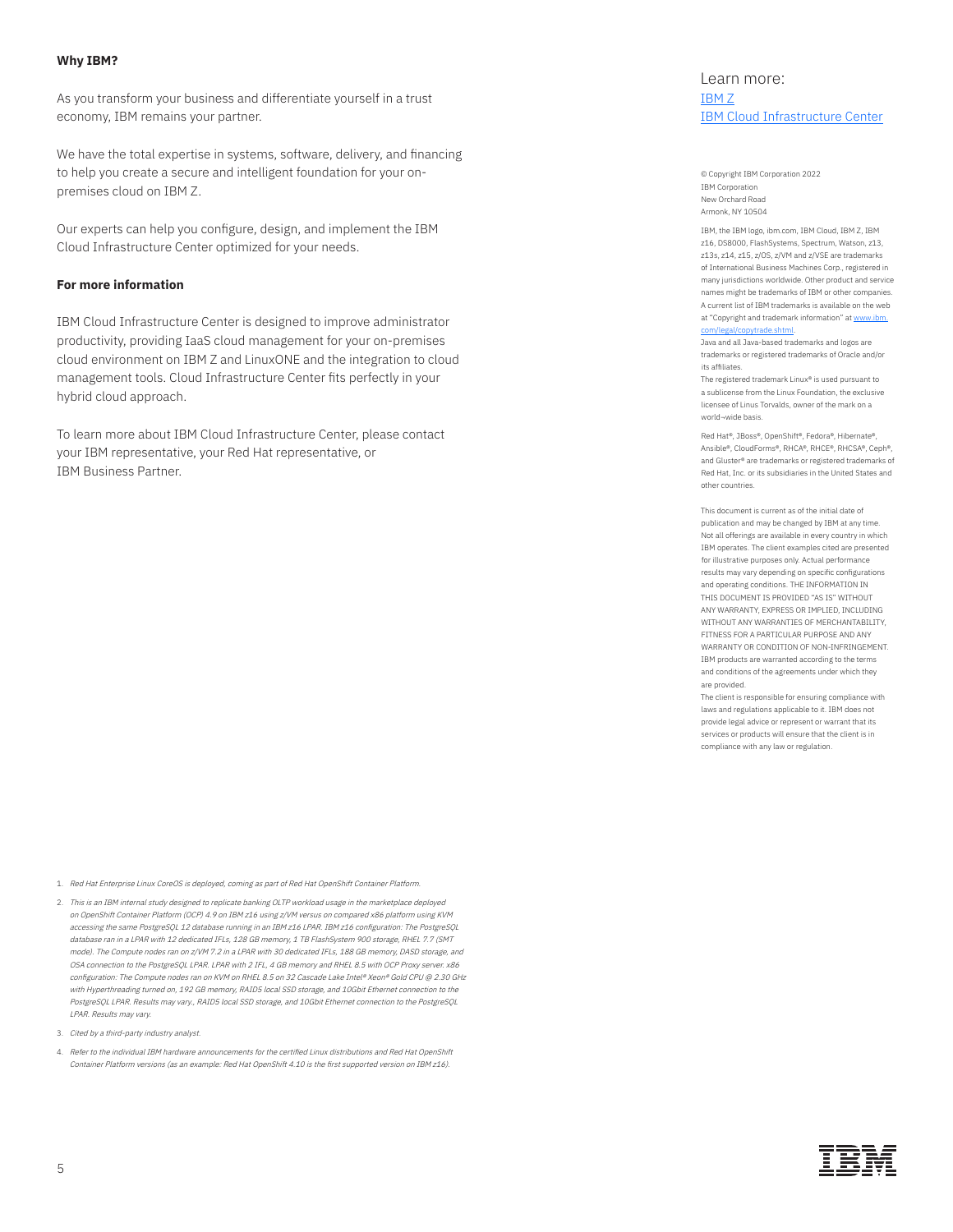**Why IBM?**

As you transform your business and differentiate yourself in a trust economy, IBM remains your partner.

We have the total expertise in systems, software, delivery, and financing to help you create a secure and intelligent foundation for your on-premises cloud on IBM Z.

Our experts can help you configure, design, and implement the IBM Cloud Infrastructure Center optimized for your needs.

**For more information**

IBM Cloud Infrastructure Center is designed to improve administrator productivity, providing IaaS cloud management for your on-premises cloud environment on IBM Z and LinuxONE and the integration to cloud management tools. Cloud Infrastructure Center fits perfectly in your hybrid cloud approach.

To learn more about IBM Cloud Infrastructure Center, please contact your IBM representative, your Red Hat representative, or IBM Business Partner.

Learn more:
[IBM Z]
[IBM Cloud Infrastructure Center]

© Copyright IBM Corporation 2022
IBM Corporation
New Orchard Road
Armonk, NY 10504

IBM, the IBM logo, ibm.com, IBM Cloud, IBM Z, IBM z16, DS8000, FlashSystems, Spectrum, Watson, z13, z13s, z14, z15, z/OS, z/VM and z/VSE are trademarks of International Business Machines Corp., registered in many jurisdictions worldwide. Other product and service names might be trademarks of IBM or other companies. A current list of IBM trademarks is available on the web at "Copyright and trademark information" at www.ibm.com/legal/copytrade.shtml.
Java and all Java-based trademarks and logos are trademarks or registered trademarks of Oracle and/or its affiliates.
The registered trademark Linux® is used pursuant to a sublicense from the Linux Foundation, the exclusive licensee of Linus Torvalds, owner of the mark on a world-wide basis.

Red Hat®, JBoss®, OpenShift®, Fedora®, Hibernate®, Ansible®, CloudForms®, RHCA®, RHCE®, RHCSA®, Ceph®, and Gluster® are trademarks or registered trademarks of Red Hat, Inc. or its subsidiaries in the United States and other countries.

This document is current as of the initial date of publication and may be changed by IBM at any time. Not all offerings are available in every country in which IBM operates. The client examples cited are presented for illustrative purposes only. Actual performance results may vary depending on specific configurations and operating conditions. THE INFORMATION IN THIS DOCUMENT IS PROVIDED "AS IS" WITHOUT ANY WARRANTY, EXPRESS OR IMPLIED, INCLUDING WITHOUT ANY WARRANTIES OF MERCHANTABILITY, FITNESS FOR A PARTICULAR PURPOSE AND ANY WARRANTY OR CONDITION OF NON-INFRINGEMENT. IBM products are warranted according to the terms and conditions of the agreements under which they are provided.
The client is responsible for ensuring compliance with laws and regulations applicable to it. IBM does not provide legal advice or represent or warrant that its services or products will ensure that the client is in compliance with any law or regulation.

1. *Red Hat Enterprise Linux CoreOS is deployed, coming as part of Red Hat OpenShift Container Platform.*
2. *This is an IBM internal study designed to replicate banking OLTP workload usage in the marketplace deployed on OpenShift Container Platform (OCP) 4.9 on IBM z16 using z/VM versus on compared x86 platform using KVM accessing the same PostgreSQL 12 database running in an IBM z16 LPAR. IBM z16 configuration: The PostgreSQL database ran in a LPAR with 12 dedicated IFLs, 128 GB memory, 1 TB FlashSystem 900 storage, RHEL 7.7 (SMT mode). The Compute nodes ran on z/VM 7.2 in a LPAR with 30 dedicated IFLs, 188 GB memory, DASD storage, and OSA connection to the PostgreSQL LPAR. LPAR with 2 IFL, 4 GB memory and RHEL 8.5 with OCP Proxy server. x86 configuration: The Compute nodes ran on KVM on RHEL 8.5 on 32 Cascade Lake Intel® Xeon® Gold CPU @ 2.30 GHz with Hyperthreading turned on, 192 GB memory, RAID5 local SSD storage, and 10Gbit Ethernet connection to the PostgreSQL LPAR. Results may vary., RAID5 local SSD storage, and 10Gbit Ethernet connection to the PostgreSQL LPAR. Results may vary.*
3. *Cited by a third-party industry analyst.*
4. *Refer to the individual IBM hardware announcements for the certified Linux distributions and Red Hat OpenShift Container Platform versions (as an example: Red Hat OpenShift 4.10 is the first supported version on IBM z16).*